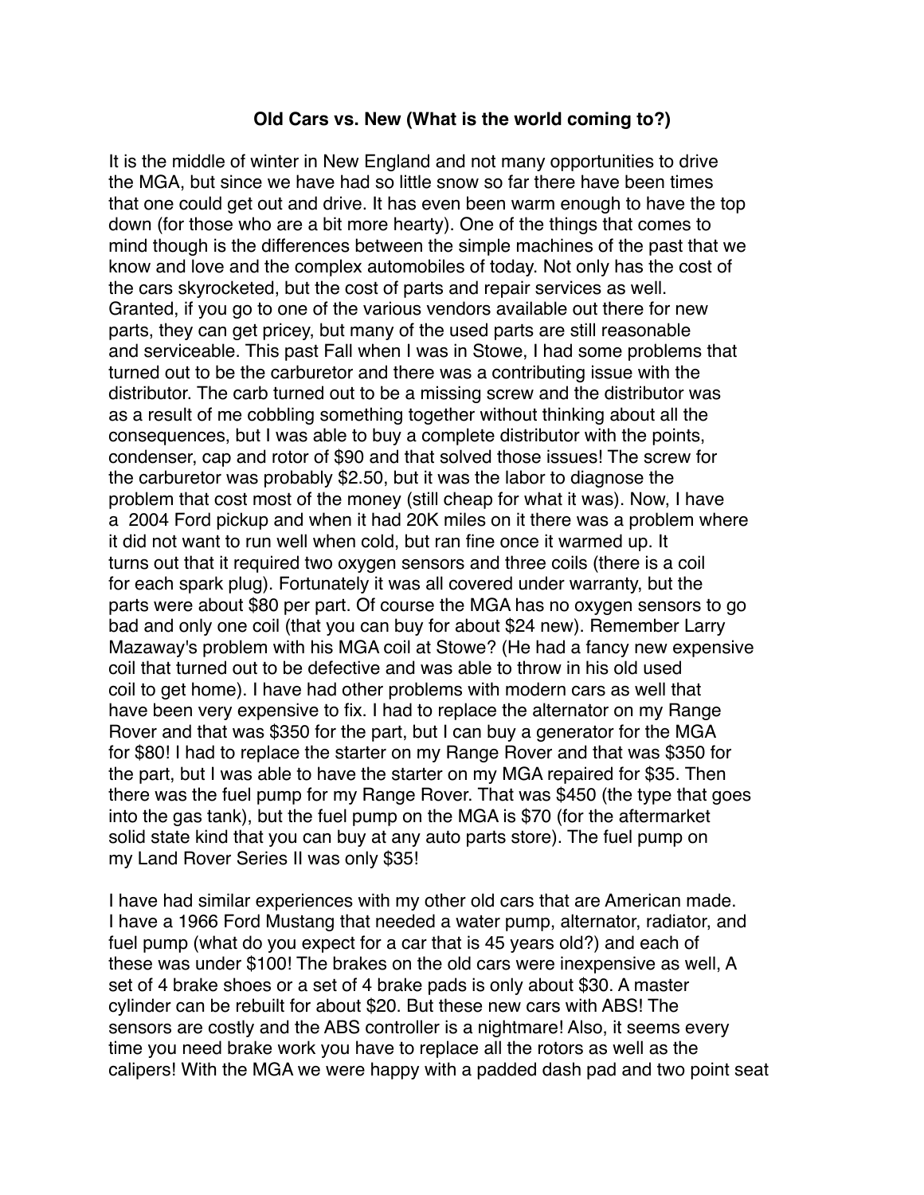# Old Cars vs. New (What is the world coming to?)

It is the middle of winter in New England and not many opportunities to drive the MGA, but since we have had so little snow so far there have been times that one could get out and drive. It has even been warm enough to have the top down (for those who are a bit more hearty). One of the things that comes to mind though is the differences between the simple machines of the past that we know and love and the complex automobiles of today. Not only has the cost of the cars skyrocketed, but the cost of parts and repair services as well. Granted, if you go to one of the various vendors available out there for new parts, they can get pricey, but many of the used parts are still reasonable and serviceable. This past Fall when I was in Stowe, I had some problems that turned out to be the carburetor and there was a contributing issue with the distributor. The carb turned out to be a missing screw and the distributor was as a result of me cobbling something together without thinking about all the consequences, but I was able to buy a complete distributor with the points, condenser, cap and rotor of $90 and that solved those issues! The screw for the carburetor was probably $2.50, but it was the labor to diagnose the problem that cost most of the money (still cheap for what it was). Now, I have a 2004 Ford pickup and when it had 20K miles on it there was a problem where it did not want to run well when cold, but ran fine once it warmed up. It turns out that it required two oxygen sensors and three coils (there is a coil for each spark plug). Fortunately it was all covered under warranty, but the parts were about $80 per part. Of course the MGA has no oxygen sensors to go bad and only one coil (that you can buy for about $24 new). Remember Larry Mazaway's problem with his MGA coil at Stowe? (He had a fancy new expensive coil that turned out to be defective and was able to throw in his old used coil to get home). I have had other problems with modern cars as well that have been very expensive to fix. I had to replace the alternator on my Range Rover and that was $350 for the part, but I can buy a generator for the MGA for $80! I had to replace the starter on my Range Rover and that was $350 for the part, but I was able to have the starter on my MGA repaired for $35. Then there was the fuel pump for my Range Rover. That was $450 (the type that goes into the gas tank), but the fuel pump on the MGA is $70 (for the aftermarket solid state kind that you can buy at any auto parts store). The fuel pump on my Land Rover Series II was only $35!

I have had similar experiences with my other old cars that are American made. I have a 1966 Ford Mustang that needed a water pump, alternator, radiator, and fuel pump (what do you expect for a car that is 45 years old?) and each of these was under $100! The brakes on the old cars were inexpensive as well, A set of 4 brake shoes or a set of 4 brake pads is only about $30. A master cylinder can be rebuilt for about $20. But these new cars with ABS! The sensors are costly and the ABS controller is a nightmare! Also, it seems every time you need brake work you have to replace all the rotors as well as the calipers! With the MGA we were happy with a padded dash pad and two point seat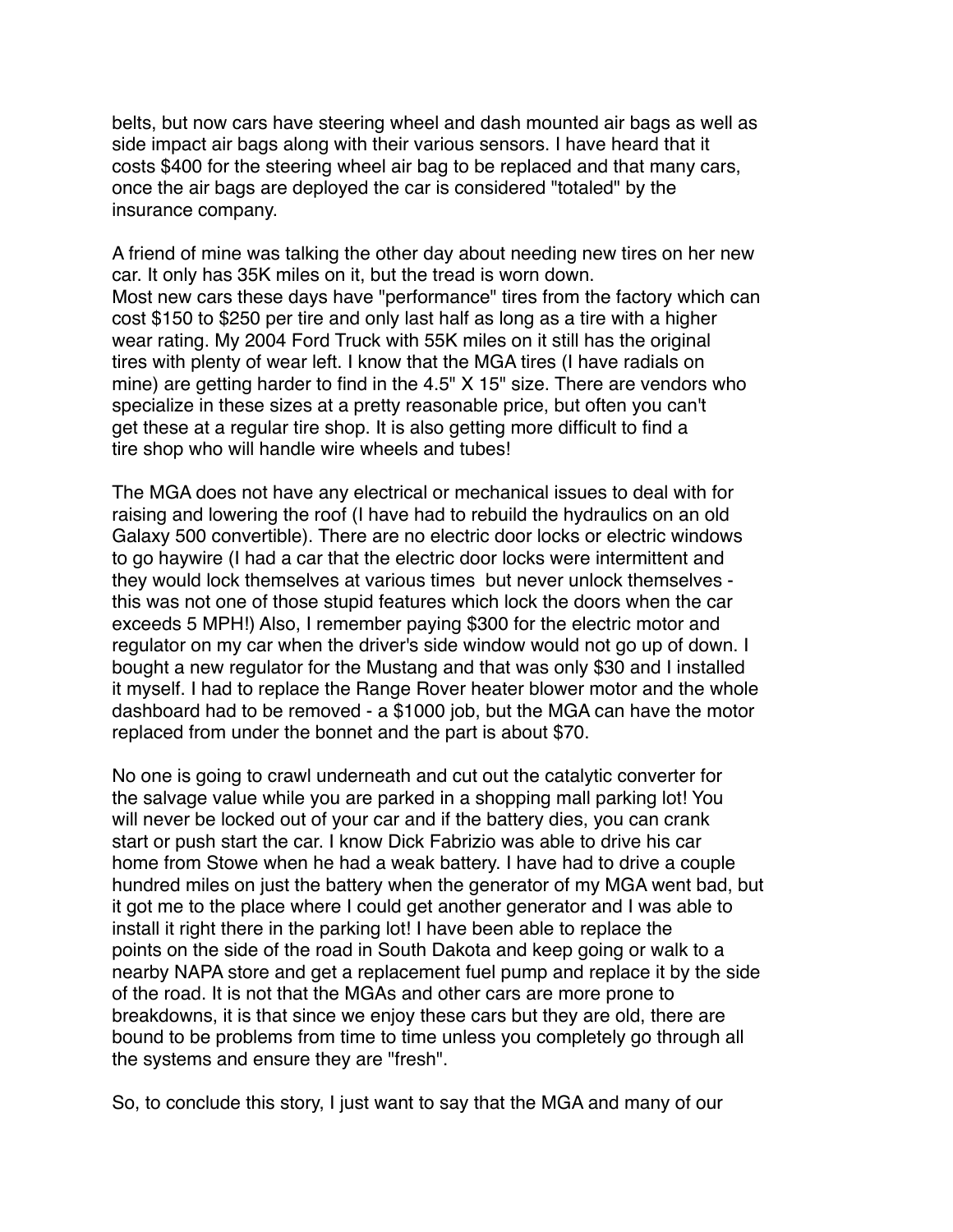belts, but now cars have steering wheel and dash mounted air bags as well as side impact air bags along with their various sensors. I have heard that it costs $400 for the steering wheel air bag to be replaced and that many cars, once the air bags are deployed the car is considered "totaled" by the insurance company.

A friend of mine was talking the other day about needing new tires on her new car. It only has 35K miles on it, but the tread is worn down.
Most new cars these days have "performance" tires from the factory which can cost $150 to $250 per tire and only last half as long as a tire with a higher wear rating. My 2004 Ford Truck with 55K miles on it still has the original tires with plenty of wear left. I know that the MGA tires (I have radials on mine) are getting harder to find in the 4.5" X 15" size. There are vendors who specialize in these sizes at a pretty reasonable price, but often you can't get these at a regular tire shop. It is also getting more difficult to find a tire shop who will handle wire wheels and tubes!

The MGA does not have any electrical or mechanical issues to deal with for raising and lowering the roof (I have had to rebuild the hydraulics on an old Galaxy 500 convertible). There are no electric door locks or electric windows to go haywire (I had a car that the electric door locks were intermittent and they would lock themselves at various times but never unlock themselves - this was not one of those stupid features which lock the doors when the car exceeds 5 MPH!) Also, I remember paying $300 for the electric motor and regulator on my car when the driver's side window would not go up of down. I bought a new regulator for the Mustang and that was only $30 and I installed it myself. I had to replace the Range Rover heater blower motor and the whole dashboard had to be removed - a $1000 job, but the MGA can have the motor replaced from under the bonnet and the part is about $70.

No one is going to crawl underneath and cut out the catalytic converter for the salvage value while you are parked in a shopping mall parking lot! You will never be locked out of your car and if the battery dies, you can crank start or push start the car. I know Dick Fabrizio was able to drive his car home from Stowe when he had a weak battery. I have had to drive a couple hundred miles on just the battery when the generator of my MGA went bad, but it got me to the place where I could get another generator and I was able to install it right there in the parking lot! I have been able to replace the points on the side of the road in South Dakota and keep going or walk to a nearby NAPA store and get a replacement fuel pump and replace it by the side of the road. It is not that the MGAs and other cars are more prone to breakdowns, it is that since we enjoy these cars but they are old, there are bound to be problems from time to time unless you completely go through all the systems and ensure they are "fresh".

So, to conclude this story, I just want to say that the MGA and many of our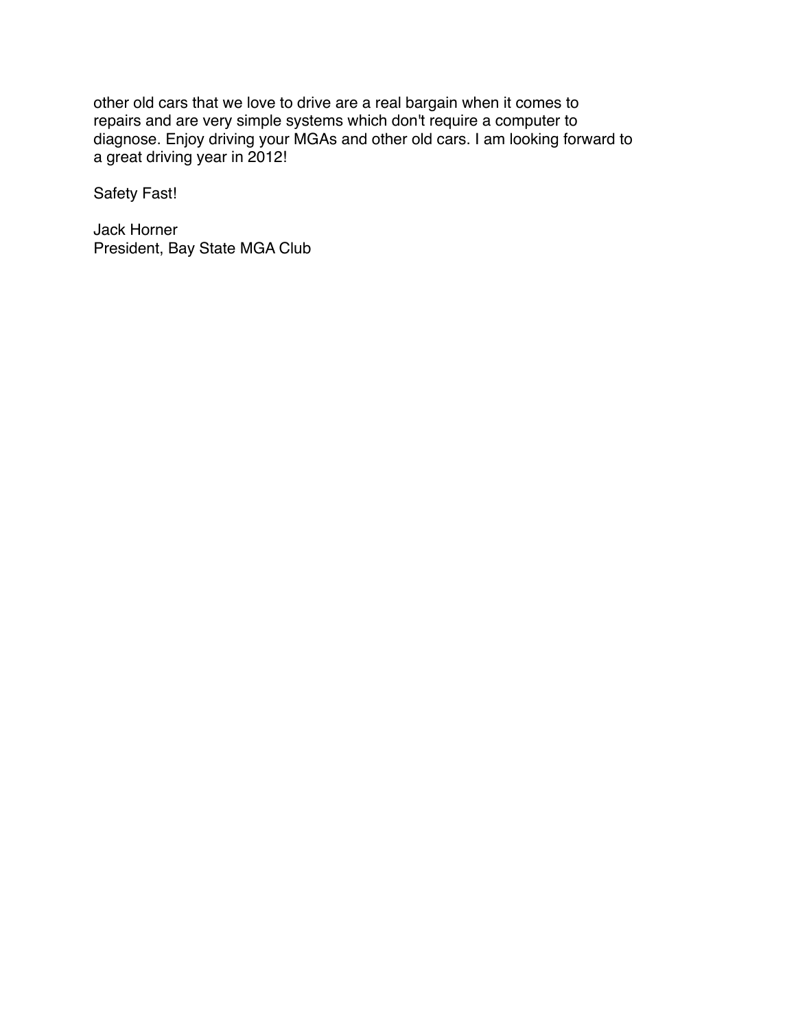other old cars that we love to drive are a real bargain when it comes to repairs and are very simple systems which don't require a computer to diagnose. Enjoy driving your MGAs and other old cars. I am looking forward to a great driving year in 2012!

Safety Fast!

Jack Horner
President, Bay State MGA Club